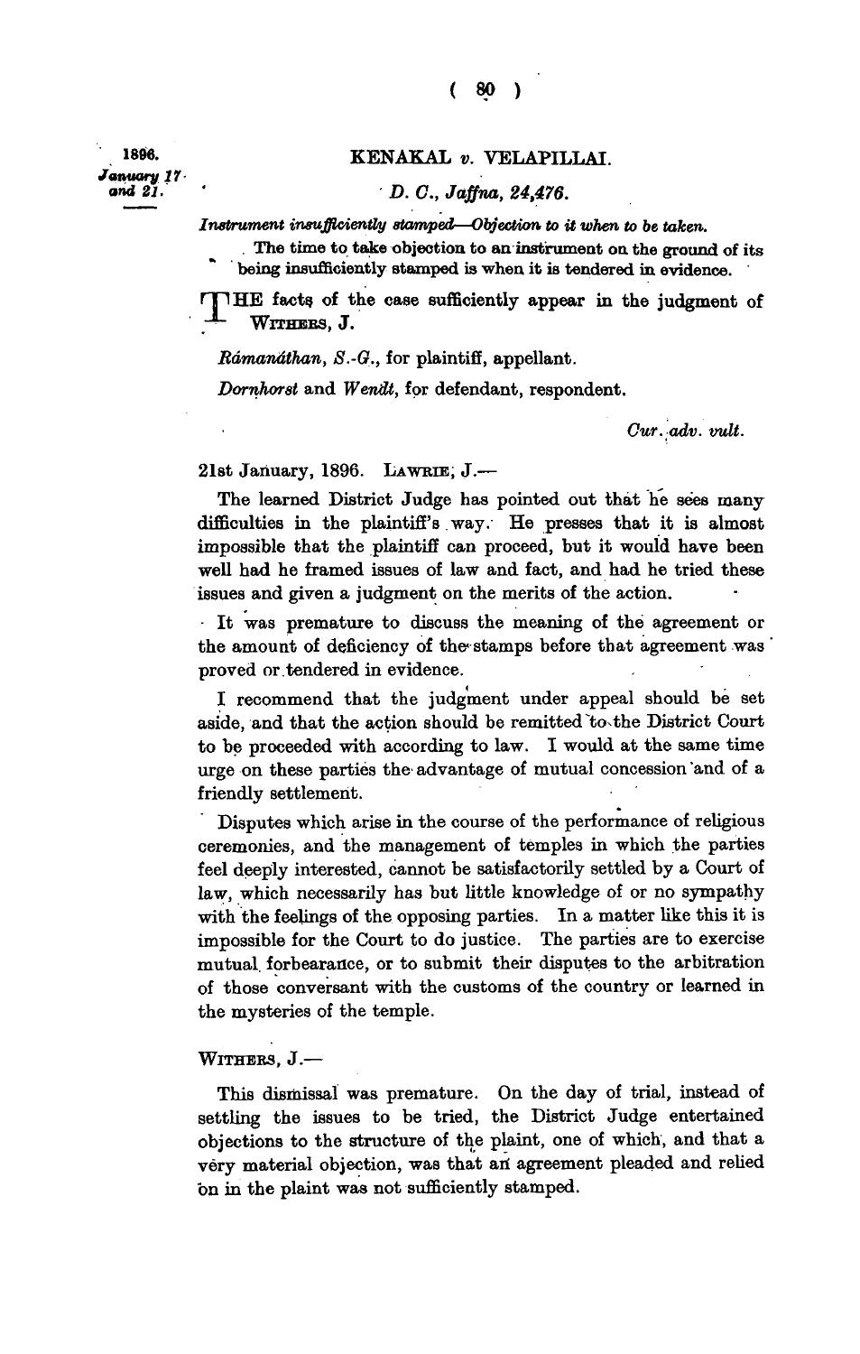1896. *January 17 and 21.*

## KENAKAL *v.* VELAPILLAI.

*D. C., Jaffna, 24,476.*

*Instrument insufficiently stamped—Objection to it when to be taken.*

The time to take objection to an instrument on the ground of its being insufficiently stamped is when it is tendered in evidence.

THE facts of the case sufficiently appear in the judgment of WITHERS, J.

*Rámanáthan, S.-G.*, for plaintiff, appellant.

*Dornhorst* and *Wendt*, for defendant, respondent.

*Cur. adv. vult.*

21st January, 1896. LAWRIE, J.—

The learned District Judge has pointed out that he sees many difficulties in the plaintiff's way. He presses that it is almost impossible that the plaintiff can proceed, but it would have been well had he framed issues of law and fact, and had he tried these issues and given a judgment on the merits of the action.

It was premature to discuss the meaning of the agreement or the amount of deficiency of the stamps before that agreement was proved or tendered in evidence.

I recommend that the judgment under appeal should be set aside, and that the action should be remitted to the District Court to be proceeded with according to law. I would at the same time urge on these parties the advantage of mutual concession and of a friendly settlement.

Disputes which arise in the course of the performance of religious ceremonies, and the management of temples in which the parties feel deeply interested, cannot be satisfactorily settled by a Court of law, which necessarily has but little knowledge of or no sympathy with the feelings of the opposing parties. In a matter like this it is impossible for the Court to do justice. The parties are to exercise mutual forbearance, or to submit their disputes to the arbitration of those conversant with the customs of the country or learned in the mysteries of the temple.

WITHERS, J.—

This dismissal was premature. On the day of trial, instead of settling the issues to be tried, the District Judge entertained objections to the structure of the plaint, one of which, and that a very material objection, was that an agreement pleaded and relied on in the plaint was not sufficiently stamped.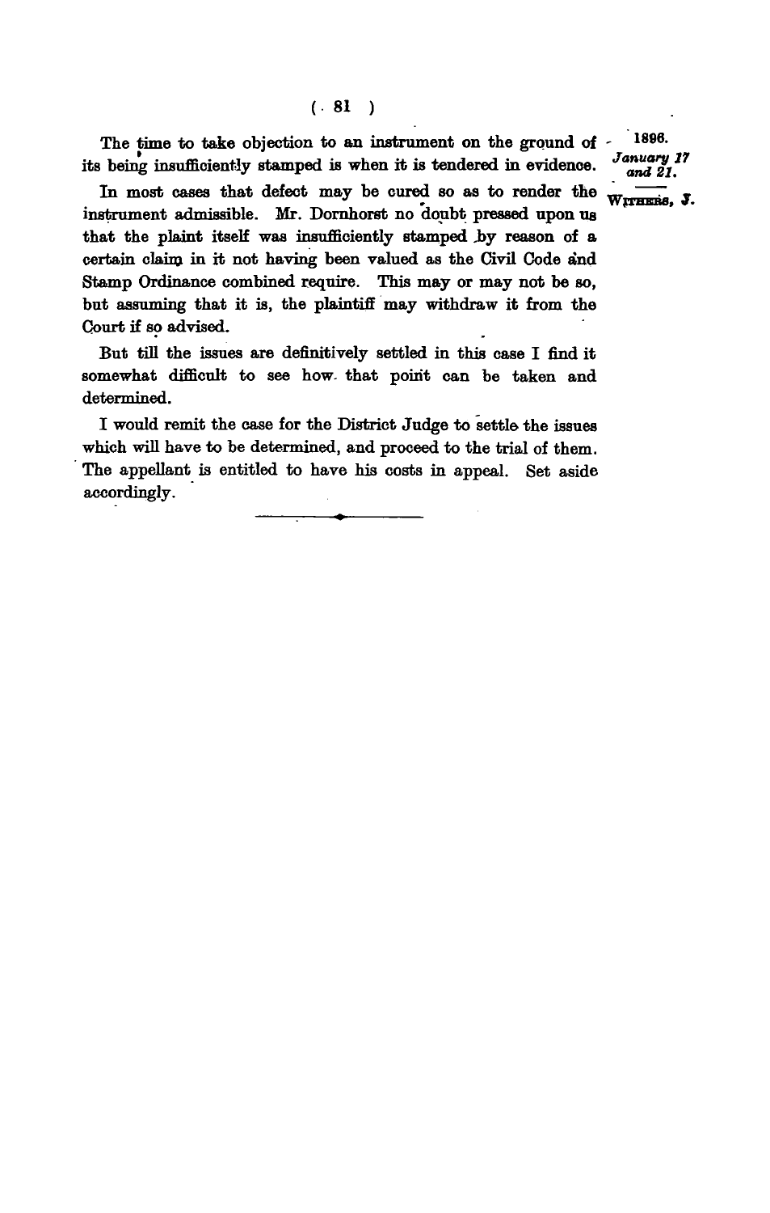The time to take objection to an instrument on the ground of its being insufficiently stamped is when it is tendered in evidence.

In most cases that defect may be cured so as to render the instrument admissible. Mr. Dornhorst no doubt pressed upon us that the plaint itself was insufficiently stamped by reason of a certain claim in it not having been valued as the Civil Code and Stamp Ordinance combined require. This may or may not be so, but assuming that it is, the plaintiff may withdraw it from the Court if so advised.

But till the issues are definitively settled in this case I find it somewhat difficult to see how that point can be taken and determined.

I would remit the case for the District Judge to settle the issues which will have to be determined, and proceed to the trial of them. The appellant is entitled to have his costs in appeal. Set aside accordingly.

---